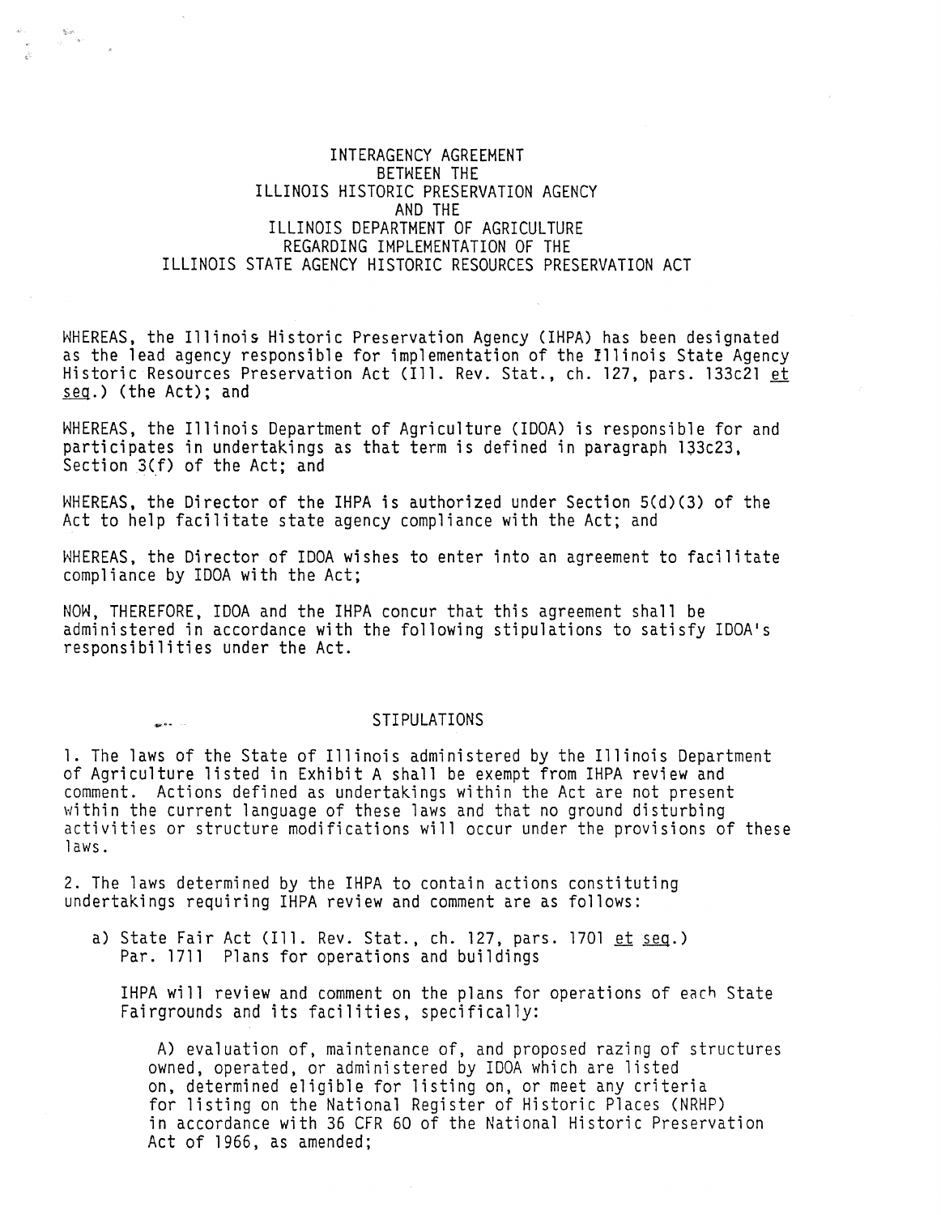# INTERAGENCY AGREEMENT BETWEEN THE ILLINOIS HISTORIC PRESERVATION AGENCY AND THE ILLINOIS DEPARTMENT OF AGRICULTURE REGARDING IMPLEMENTATION OF THE ILLINOIS STATE AGENCY HISTORIC RESOURCES PRESERVATION ACT

WHEREAS, the Illinois Historic Preservation Agency (IHPA) has been designated as the lead agency responsible for implementation of the Illinois State Agency Historic Resources Preservation Act (Ill. Rev. Stat., ch. 127, pars. 133c21 *et seq.*) (the Act); and

WHEREAS, the Illinois Department of Agriculture (IDOA) is responsible for and participates in undertakings as that term is defined in paragraph 133c23, Section 3(f) of the Act; and

WHEREAS, the Director of the IHPA is authorized under Section 5(d)(3) of the Act to help facilitate state agency compliance with the Act; and

WHEREAS, the Director of IDOA wishes to enter into an agreement to facilitate compliance by IDOA with the Act;

NOW, THEREFORE, IDOA and the IHPA concur that this agreement shall be administered in accordance with the following stipulations to satisfy IDOA's responsibilities under the Act.

## STIPULATIONS

1. The laws of the State of Illinois administered by the Illinois Department of Agriculture listed in Exhibit A shall be exempt from IHPA review and comment. Actions defined as undertakings within the Act are not present within the current language of these laws and that no ground disturbing activities or structure modifications will occur under the provisions of these laws.

2. The laws determined by the IHPA to contain actions constituting undertakings requiring IHPA review and comment are as follows:

   a) State Fair Act (Ill. Rev. Stat., ch. 127, pars. 1701 *et seq.*)
      Par. 1711 Plans for operations and buildings

   IHPA will review and comment on the plans for operations of each State Fairgrounds and its facilities, specifically:

      A) evaluation of, maintenance of, and proposed razing of structures owned, operated, or administered by IDOA which are listed on, determined eligible for listing on, or meet any criteria for listing on the National Register of Historic Places (NRHP) in accordance with 36 CFR 60 of the National Historic Preservation Act of 1966, as amended;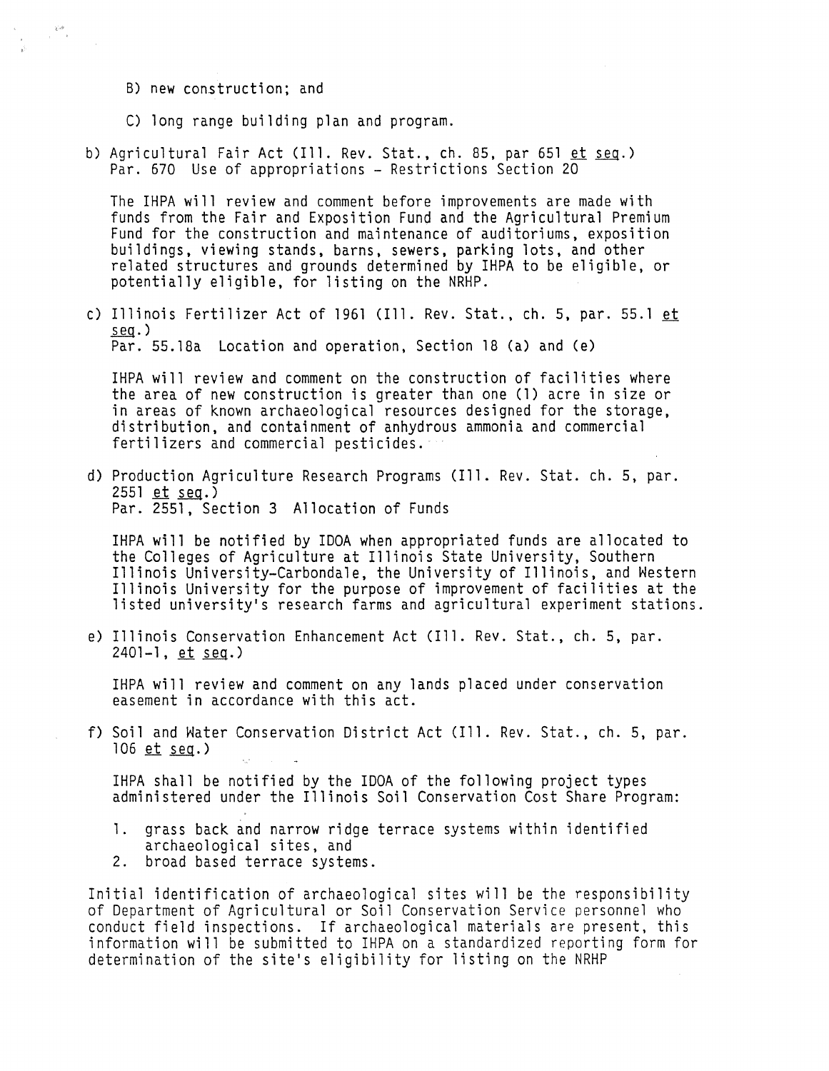B) new construction; and

C) long range building plan and program.

b) Agricultural Fair Act (Ill. Rev. Stat., ch. 85, par 651 et seq.)
Par. 670 Use of appropriations - Restrictions Section 20

The IHPA will review and comment before improvements are made with funds from the Fair and Exposition Fund and the Agricultural Premium Fund for the construction and maintenance of auditoriums, exposition buildings, viewing stands, barns, sewers, parking lots, and other related structures and grounds determined by IHPA to be eligible, or potentially eligible, for listing on the NRHP.

c) Illinois Fertilizer Act of 1961 (Ill. Rev. Stat., ch. 5, par. 55.1 et seq.)
Par. 55.18a Location and operation, Section 18 (a) and (e)

IHPA will review and comment on the construction of facilities where the area of new construction is greater than one (1) acre in size or in areas of known archaeological resources designed for the storage, distribution, and containment of anhydrous ammonia and commercial fertilizers and commercial pesticides.

d) Production Agriculture Research Programs (Ill. Rev. Stat. ch. 5, par. 2551 et seq.)
Par. 2551, Section 3 Allocation of Funds

IHPA will be notified by IDOA when appropriated funds are allocated to the Colleges of Agriculture at Illinois State University, Southern Illinois University-Carbondale, the University of Illinois, and Western Illinois University for the purpose of improvement of facilities at the listed university's research farms and agricultural experiment stations.

e) Illinois Conservation Enhancement Act (Ill. Rev. Stat., ch. 5, par. 2401-1, et seq.)

IHPA will review and comment on any lands placed under conservation easement in accordance with this act.

f) Soil and Water Conservation District Act (Ill. Rev. Stat., ch. 5, par. 106 et seq.)

IHPA shall be notified by the IDOA of the following project types administered under the Illinois Soil Conservation Cost Share Program:

1. grass back and narrow ridge terrace systems within identified archaeological sites, and
2. broad based terrace systems.

Initial identification of archaeological sites will be the responsibility of Department of Agricultural or Soil Conservation Service personnel who conduct field inspections. If archaeological materials are present, this information will be submitted to IHPA on a standardized reporting form for determination of the site's eligibility for listing on the NRHP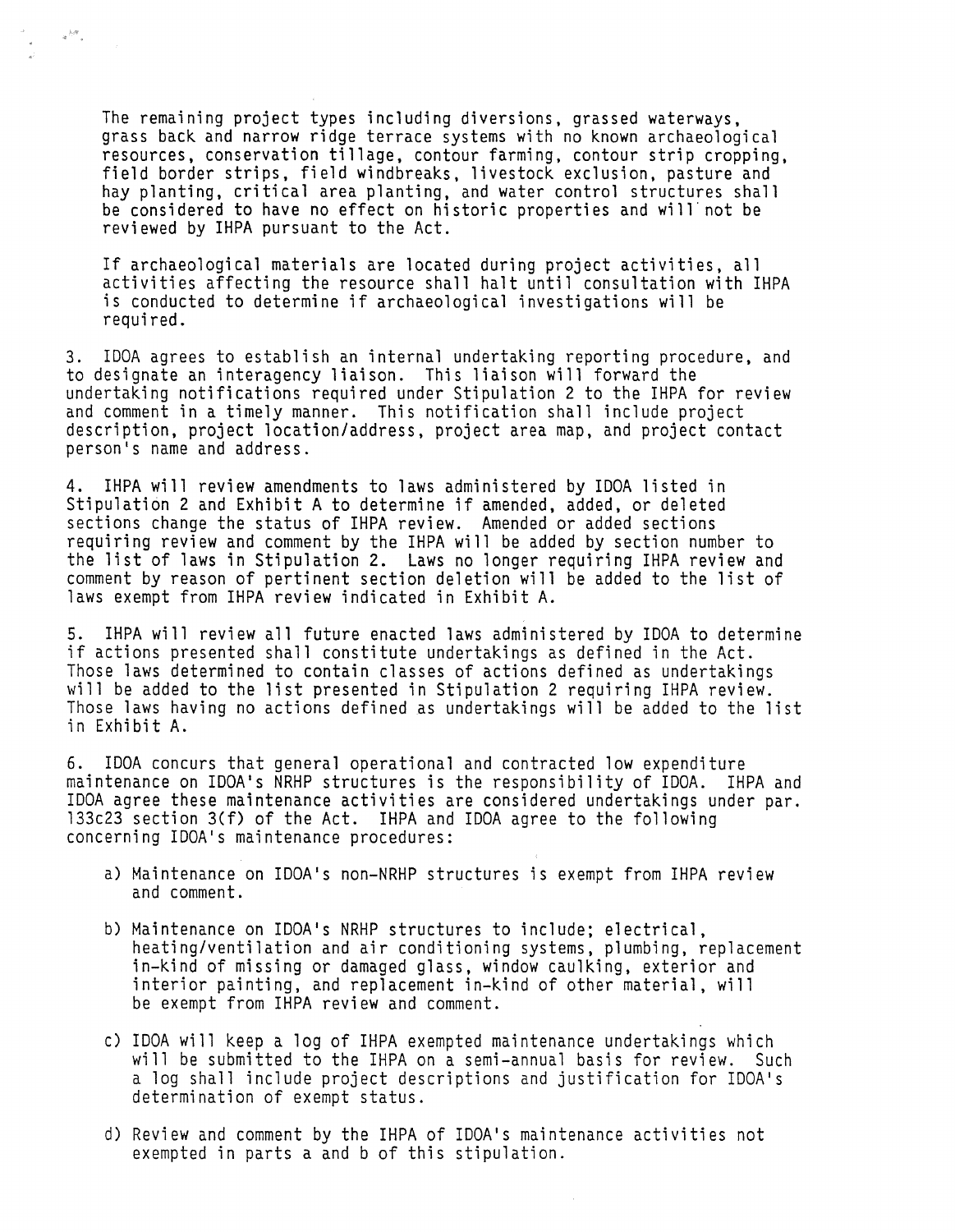The remaining project types including diversions, grassed waterways, grass back and narrow ridge terrace systems with no known archaeological resources, conservation tillage, contour farming, contour strip cropping, field border strips, field windbreaks, livestock exclusion, pasture and hay planting, critical area planting, and water control structures shall be considered to have no effect on historic properties and will not be reviewed by IHPA pursuant to the Act.

If archaeological materials are located during project activities, all activities affecting the resource shall halt until consultation with IHPA is conducted to determine if archaeological investigations will be required.

3. IDOA agrees to establish an internal undertaking reporting procedure, and to designate an interagency liaison. This liaison will forward the undertaking notifications required under Stipulation 2 to the IHPA for review and comment in a timely manner. This notification shall include project description, project location/address, project area map, and project contact person's name and address.

4. IHPA will review amendments to laws administered by IDOA listed in Stipulation 2 and Exhibit A to determine if amended, added, or deleted sections change the status of IHPA review. Amended or added sections requiring review and comment by the IHPA will be added by section number to the list of laws in Stipulation 2. Laws no longer requiring IHPA review and comment by reason of pertinent section deletion will be added to the list of laws exempt from IHPA review indicated in Exhibit A.

5. IHPA will review all future enacted laws administered by IDOA to determine if actions presented shall constitute undertakings as defined in the Act. Those laws determined to contain classes of actions defined as undertakings will be added to the list presented in Stipulation 2 requiring IHPA review. Those laws having no actions defined as undertakings will be added to the list in Exhibit A.

6. IDOA concurs that general operational and contracted low expenditure maintenance on IDOA's NRHP structures is the responsibility of IDOA. IHPA and IDOA agree these maintenance activities are considered undertakings under par. 133c23 section 3(f) of the Act. IHPA and IDOA agree to the following concerning IDOA's maintenance procedures:

a) Maintenance on IDOA's non-NRHP structures is exempt from IHPA review and comment.

b) Maintenance on IDOA's NRHP structures to include; electrical, heating/ventilation and air conditioning systems, plumbing, replacement in-kind of missing or damaged glass, window caulking, exterior and interior painting, and replacement in-kind of other material, will be exempt from IHPA review and comment.

c) IDOA will keep a log of IHPA exempted maintenance undertakings which will be submitted to the IHPA on a semi-annual basis for review. Such a log shall include project descriptions and justification for IDOA's determination of exempt status.

d) Review and comment by the IHPA of IDOA's maintenance activities not exempted in parts a and b of this stipulation.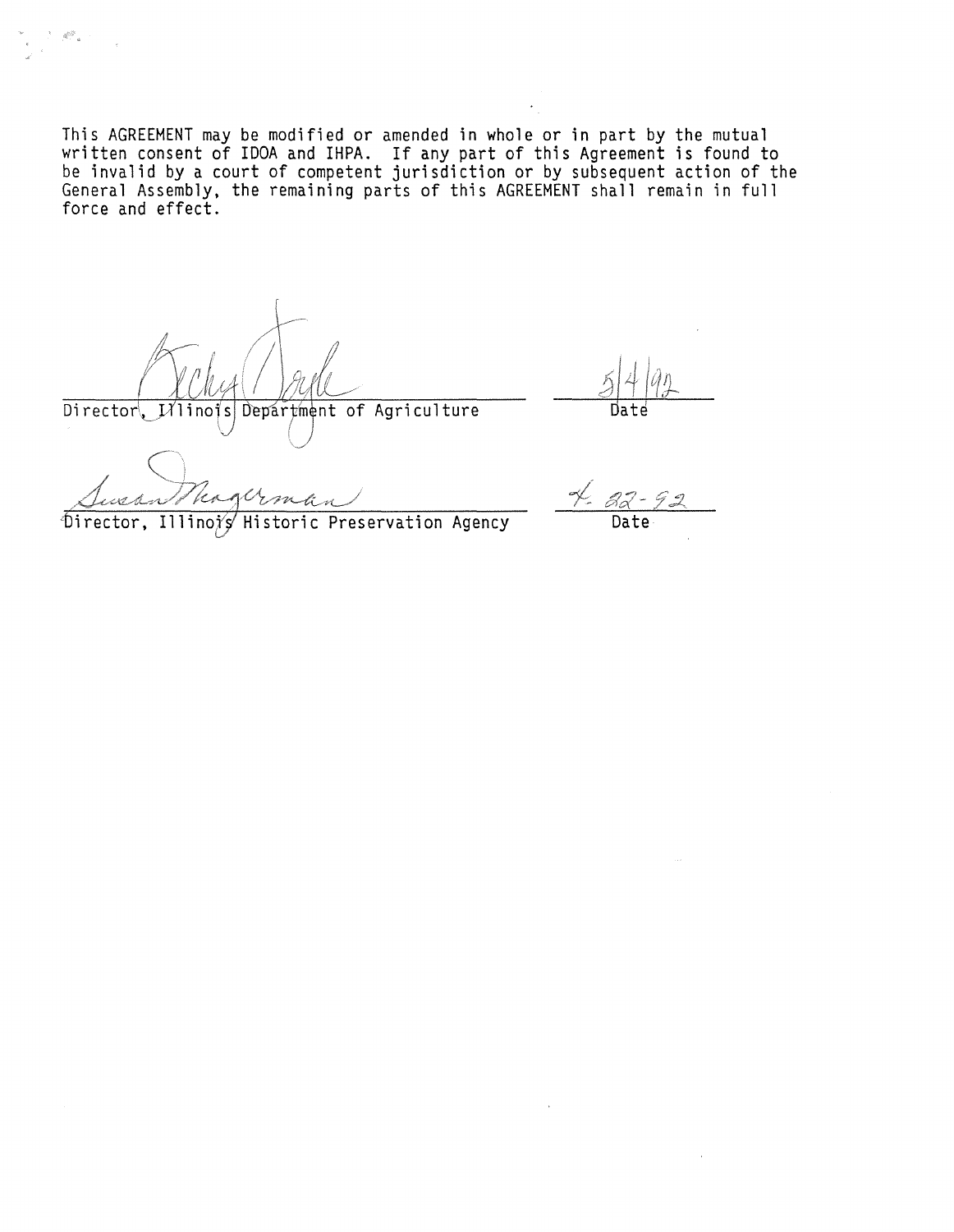This AGREEMENT may be modified or amended in whole or in part by the mutual written consent of IDOA and IHPA. If any part of this Agreement is found to be invalid by a court of competent jurisdiction or by subsequent action of the General Assembly, the remaining parts of this AGREEMENT shall remain in full force and effect.

Becky Doyle
Director, Illinois Department of Agriculture

5/4/92
Date

Susan Mogerman
Director, Illinois Historic Preservation Agency

4-22-92
Date